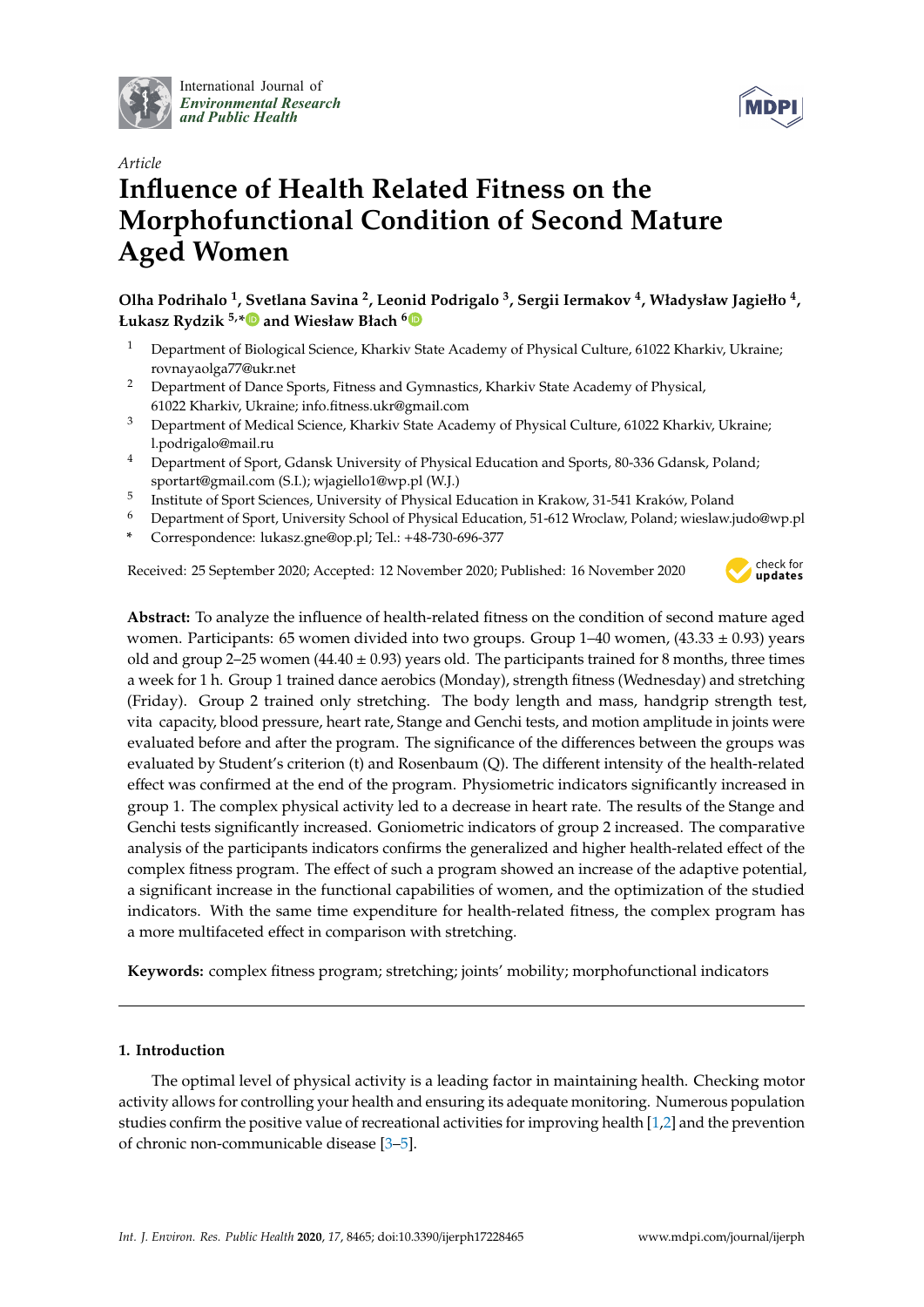International Journal of *Environmental Research and Public Health*

*Article*

# Influence of Health Related Fitness on the Morphofunctional Condition of Second Mature Aged Women

**Olha Podrihalo [1], Svetlana Savina [2], Leonid Podrigalo [3], Sergii Iermakov [4], Władysław Jagiełło [4], Łukasz Rydzik [5,*] and Wiesław Błach [6]**

[1] Department of Biological Science, Kharkiv State Academy of Physical Culture, 61022 Kharkiv, Ukraine; rovnayaolga77@ukr.net

[2] Department of Dance Sports, Fitness and Gymnastics, Kharkiv State Academy of Physical, 61022 Kharkiv, Ukraine; info.fitness.ukr@gmail.com

[3] Department of Medical Science, Kharkiv State Academy of Physical Culture, 61022 Kharkiv, Ukraine; l.podrigalo@mail.ru

[4] Department of Sport, Gdansk University of Physical Education and Sports, 80-336 Gdansk, Poland; sportart@gmail.com (S.I.); wjagiello1@wp.pl (W.J.)

[5] Institute of Sport Sciences, University of Physical Education in Krakow, 31-541 Kraków, Poland

[6] Department of Sport, University School of Physical Education, 51-612 Wroclaw, Poland; wieslaw.judo@wp.pl

[*] Correspondence: lukasz.gne@op.pl; Tel.: +48-730-696-377

Received: 25 September 2020; Accepted: 12 November 2020; Published: 16 November 2020

**Abstract:** To analyze the influence of health-related fitness on the condition of second mature aged women. Participants: 65 women divided into two groups. Group 1–40 women, (43.33 ± 0.93) years old and group 2–25 women (44.40 ± 0.93) years old. The participants trained for 8 months, three times a week for 1 h. Group 1 trained dance aerobics (Monday), strength fitness (Wednesday) and stretching (Friday). Group 2 trained only stretching. The body length and mass, handgrip strength test, vita capacity, blood pressure, heart rate, Stange and Genchi tests, and motion amplitude in joints were evaluated before and after the program. The significance of the differences between the groups was evaluated by Student's criterion (t) and Rosenbaum (Q). The different intensity of the health-related effect was confirmed at the end of the program. Physiometric indicators significantly increased in group 1. The complex physical activity led to a decrease in heart rate. The results of the Stange and Genchi tests significantly increased. Goniometric indicators of group 2 increased. The comparative analysis of the participants indicators confirms the generalized and higher health-related effect of the complex fitness program. The effect of such a program showed an increase of the adaptive potential, a significant increase in the functional capabilities of women, and the optimization of the studied indicators. With the same time expenditure for health-related fitness, the complex program has a more multifaceted effect in comparison with stretching.

**Keywords:** complex fitness program; stretching; joints' mobility; morphofunctional indicators

## 1. Introduction

The optimal level of physical activity is a leading factor in maintaining health. Checking motor activity allows for controlling your health and ensuring its adequate monitoring. Numerous population studies confirm the positive value of recreational activities for improving health [1,2] and the prevention of chronic non-communicable disease [3–5].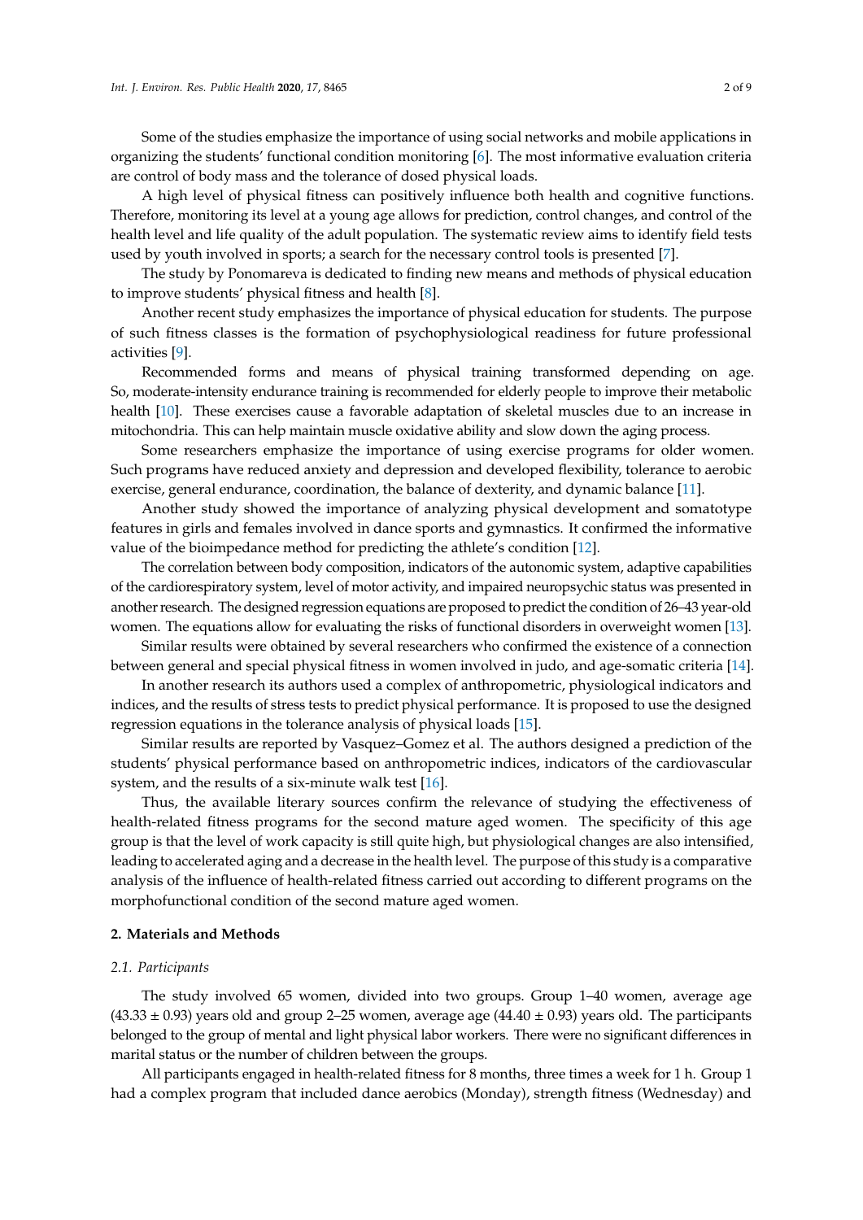Some of the studies emphasize the importance of using social networks and mobile applications in organizing the students' functional condition monitoring [6]. The most informative evaluation criteria are control of body mass and the tolerance of dosed physical loads.

A high level of physical fitness can positively influence both health and cognitive functions. Therefore, monitoring its level at a young age allows for prediction, control changes, and control of the health level and life quality of the adult population. The systematic review aims to identify field tests used by youth involved in sports; a search for the necessary control tools is presented [7].

The study by Ponomareva is dedicated to finding new means and methods of physical education to improve students' physical fitness and health [8].

Another recent study emphasizes the importance of physical education for students. The purpose of such fitness classes is the formation of psychophysiological readiness for future professional activities [9].

Recommended forms and means of physical training transformed depending on age. So, moderate-intensity endurance training is recommended for elderly people to improve their metabolic health [10]. These exercises cause a favorable adaptation of skeletal muscles due to an increase in mitochondria. This can help maintain muscle oxidative ability and slow down the aging process.

Some researchers emphasize the importance of using exercise programs for older women. Such programs have reduced anxiety and depression and developed flexibility, tolerance to aerobic exercise, general endurance, coordination, the balance of dexterity, and dynamic balance [11].

Another study showed the importance of analyzing physical development and somatotype features in girls and females involved in dance sports and gymnastics. It confirmed the informative value of the bioimpedance method for predicting the athlete's condition [12].

The correlation between body composition, indicators of the autonomic system, adaptive capabilities of the cardiorespiratory system, level of motor activity, and impaired neuropsychic status was presented in another research. The designed regression equations are proposed to predict the condition of 26–43 year-old women. The equations allow for evaluating the risks of functional disorders in overweight women [13].

Similar results were obtained by several researchers who confirmed the existence of a connection between general and special physical fitness in women involved in judo, and age-somatic criteria [14].

In another research its authors used a complex of anthropometric, physiological indicators and indices, and the results of stress tests to predict physical performance. It is proposed to use the designed regression equations in the tolerance analysis of physical loads [15].

Similar results are reported by Vasquez–Gomez et al. The authors designed a prediction of the students' physical performance based on anthropometric indices, indicators of the cardiovascular system, and the results of a six-minute walk test [16].

Thus, the available literary sources confirm the relevance of studying the effectiveness of health-related fitness programs for the second mature aged women. The specificity of this age group is that the level of work capacity is still quite high, but physiological changes are also intensified, leading to accelerated aging and a decrease in the health level. The purpose of this study is a comparative analysis of the influence of health-related fitness carried out according to different programs on the morphofunctional condition of the second mature aged women.

## 2. Materials and Methods

### *2.1. Participants*

The study involved 65 women, divided into two groups. Group 1–40 women, average age (43.33 ± 0.93) years old and group 2–25 women, average age (44.40 ± 0.93) years old. The participants belonged to the group of mental and light physical labor workers. There were no significant differences in marital status or the number of children between the groups.

All participants engaged in health-related fitness for 8 months, three times a week for 1 h. Group 1 had a complex program that included dance aerobics (Monday), strength fitness (Wednesday) and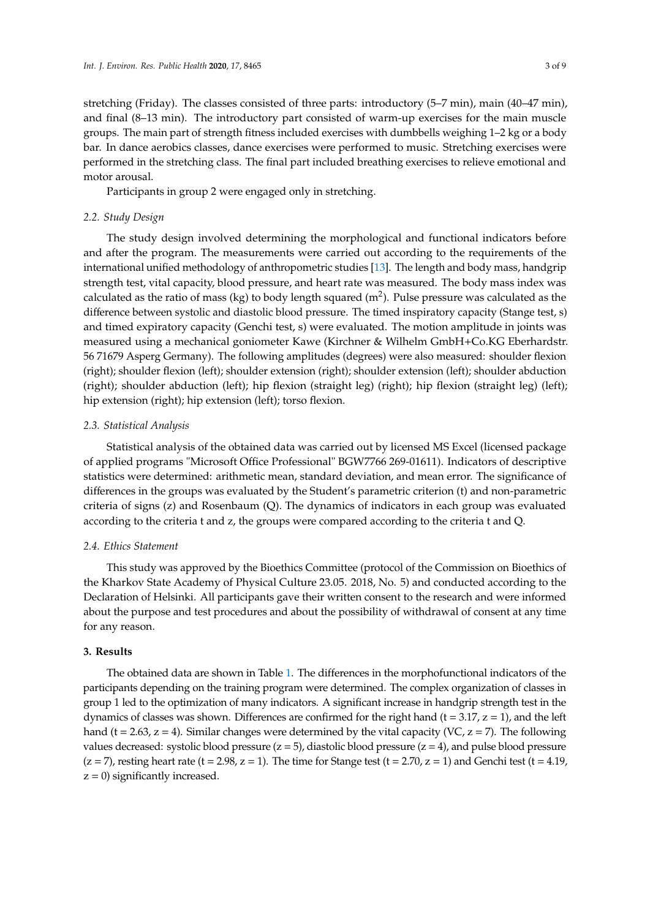stretching (Friday). The classes consisted of three parts: introductory (5–7 min), main (40–47 min), and final (8–13 min). The introductory part consisted of warm-up exercises for the main muscle groups. The main part of strength fitness included exercises with dumbbells weighing 1–2 kg or a body bar. In dance aerobics classes, dance exercises were performed to music. Stretching exercises were performed in the stretching class. The final part included breathing exercises to relieve emotional and motor arousal.

Participants in group 2 were engaged only in stretching.

### *2.2. Study Design*

The study design involved determining the morphological and functional indicators before and after the program. The measurements were carried out according to the requirements of the international unified methodology of anthropometric studies [13]. The length and body mass, handgrip strength test, vital capacity, blood pressure, and heart rate was measured. The body mass index was calculated as the ratio of mass (kg) to body length squared ($m^2$). Pulse pressure was calculated as the difference between systolic and diastolic blood pressure. The timed inspiratory capacity (Stange test, s) and timed expiratory capacity (Genchi test, s) were evaluated. The motion amplitude in joints was measured using a mechanical goniometer Kawe (Kirchner & Wilhelm GmbH+Co.KG Eberhardstr. 56 71679 Asperg Germany). The following amplitudes (degrees) were also measured: shoulder flexion (right); shoulder flexion (left); shoulder extension (right); shoulder extension (left); shoulder abduction (right); shoulder abduction (left); hip flexion (straight leg) (right); hip flexion (straight leg) (left); hip extension (right); hip extension (left); torso flexion.

### *2.3. Statistical Analysis*

Statistical analysis of the obtained data was carried out by licensed MS Excel (licensed package of applied programs "Microsoft Office Professional" BGW7766 269-01611). Indicators of descriptive statistics were determined: arithmetic mean, standard deviation, and mean error. The significance of differences in the groups was evaluated by the Student's parametric criterion (t) and non-parametric criteria of signs (z) and Rosenbaum (Q). The dynamics of indicators in each group was evaluated according to the criteria t and z, the groups were compared according to the criteria t and Q.

### *2.4. Ethics Statement*

This study was approved by the Bioethics Committee (protocol of the Commission on Bioethics of the Kharkov State Academy of Physical Culture 23.05. 2018, No. 5) and conducted according to the Declaration of Helsinki. All participants gave their written consent to the research and were informed about the purpose and test procedures and about the possibility of withdrawal of consent at any time for any reason.

## 3. Results

The obtained data are shown in Table 1. The differences in the morphofunctional indicators of the participants depending on the training program were determined. The complex organization of classes in group 1 led to the optimization of many indicators. A significant increase in handgrip strength test in the dynamics of classes was shown. Differences are confirmed for the right hand ($t = 3.17$, $z = 1$), and the left hand ($t = 2.63$, $z = 4$). Similar changes were determined by the vital capacity (VC, $z = 7$). The following values decreased: systolic blood pressure ($z = 5$), diastolic blood pressure ($z = 4$), and pulse blood pressure ($z = 7$), resting heart rate ($t = 2.98$, $z = 1$). The time for Stange test ($t = 2.70$, $z = 1$) and Genchi test ($t = 4.19$, $z = 0$) significantly increased.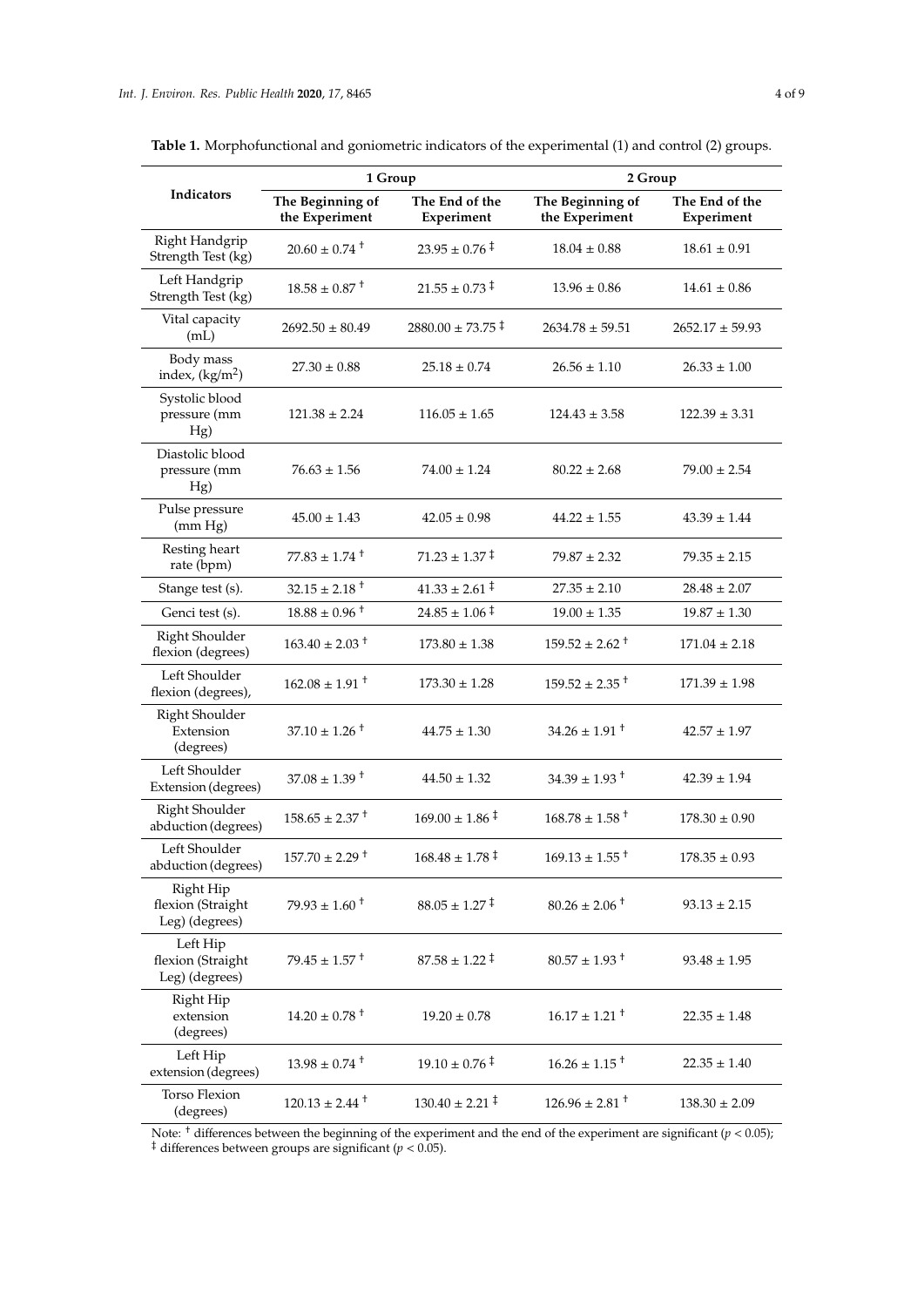**Table 1.** Morphofunctional and goniometric indicators of the experimental (1) and control (2) groups.

| Indicators | 1 Group | | 2 Group | |
|---|---|---|---|---|
| | The Beginning of the Experiment | The End of the Experiment | The Beginning of the Experiment | The End of the Experiment |
| Right Handgrip Strength Test (kg) | 20.60 ± 0.74 † | 23.95 ± 0.76 ‡ | 18.04 ± 0.88 | 18.61 ± 0.91 |
| Left Handgrip Strength Test (kg) | 18.58 ± 0.87 † | 21.55 ± 0.73 ‡ | 13.96 ± 0.86 | 14.61 ± 0.86 |
| Vital capacity (mL) | 2692.50 ± 80.49 | 2880.00 ± 73.75 ‡ | 2634.78 ± 59.51 | 2652.17 ± 59.93 |
| Body mass index, (kg/m$^2$) | 27.30 ± 0.88 | 25.18 ± 0.74 | 26.56 ± 1.10 | 26.33 ± 1.00 |
| Systolic blood pressure (mm Hg) | 121.38 ± 2.24 | 116.05 ± 1.65 | 124.43 ± 3.58 | 122.39 ± 3.31 |
| Diastolic blood pressure (mm Hg) | 76.63 ± 1.56 | 74.00 ± 1.24 | 80.22 ± 2.68 | 79.00 ± 2.54 |
| Pulse pressure (mm Hg) | 45.00 ± 1.43 | 42.05 ± 0.98 | 44.22 ± 1.55 | 43.39 ± 1.44 |
| Resting heart rate (bpm) | 77.83 ± 1.74 † | 71.23 ± 1.37 ‡ | 79.87 ± 2.32 | 79.35 ± 2.15 |
| Stange test (s). | 32.15 ± 2.18 † | 41.33 ± 2.61 ‡ | 27.35 ± 2.10 | 28.48 ± 2.07 |
| Genci test (s). | 18.88 ± 0.96 † | 24.85 ± 1.06 ‡ | 19.00 ± 1.35 | 19.87 ± 1.30 |
| Right Shoulder flexion (degrees) | 163.40 ± 2.03 † | 173.80 ± 1.38 | 159.52 ± 2.62 † | 171.04 ± 2.18 |
| Left Shoulder flexion (degrees), | 162.08 ± 1.91 † | 173.30 ± 1.28 | 159.52 ± 2.35 † | 171.39 ± 1.98 |
| Right Shoulder Extension (degrees) | 37.10 ± 1.26 † | 44.75 ± 1.30 | 34.26 ± 1.91 † | 42.57 ± 1.97 |
| Left Shoulder Extension (degrees) | 37.08 ± 1.39 † | 44.50 ± 1.32 | 34.39 ± 1.93 † | 42.39 ± 1.94 |
| Right Shoulder abduction (degrees) | 158.65 ± 2.37 † | 169.00 ± 1.86 ‡ | 168.78 ± 1.58 † | 178.30 ± 0.90 |
| Left Shoulder abduction (degrees) | 157.70 ± 2.29 † | 168.48 ± 1.78 ‡ | 169.13 ± 1.55 † | 178.35 ± 0.93 |
| Right Hip flexion (Straight Leg) (degrees) | 79.93 ± 1.60 † | 88.05 ± 1.27 ‡ | 80.26 ± 2.06 † | 93.13 ± 2.15 |
| Left Hip flexion (Straight Leg) (degrees) | 79.45 ± 1.57 † | 87.58 ± 1.22 ‡ | 80.57 ± 1.93 † | 93.48 ± 1.95 |
| Right Hip extension (degrees) | 14.20 ± 0.78 † | 19.20 ± 0.78 | 16.17 ± 1.21 † | 22.35 ± 1.48 |
| Left Hip extension (degrees) | 13.98 ± 0.74 † | 19.10 ± 0.76 ‡ | 16.26 ± 1.15 † | 22.35 ± 1.40 |
| Torso Flexion (degrees) | 120.13 ± 2.44 † | 130.40 ± 2.21 ‡ | 126.96 ± 2.81 † | 138.30 ± 2.09 |

Note: † differences between the beginning of the experiment and the end of the experiment are significant ($p < 0.05$); ‡ differences between groups are significant ($p < 0.05$).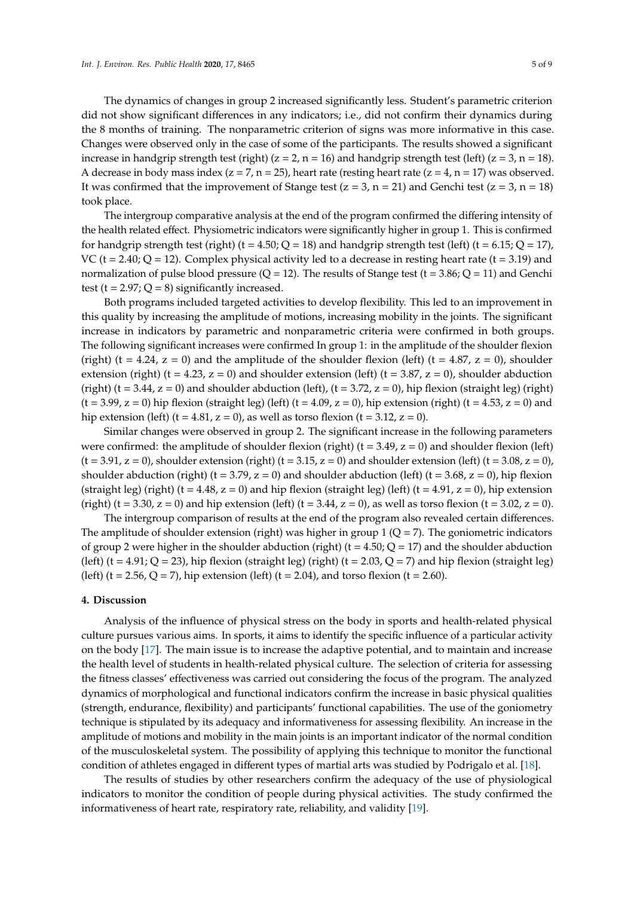The dynamics of changes in group 2 increased significantly less. Student's parametric criterion did not show significant differences in any indicators; i.e., did not confirm their dynamics during the 8 months of training. The nonparametric criterion of signs was more informative in this case. Changes were observed only in the case of some of the participants. The results showed a significant increase in handgrip strength test (right) ($z = 2$, $n = 16$) and handgrip strength test (left) ($z = 3$, $n = 18$). A decrease in body mass index ($z = 7$, $n = 25$), heart rate (resting heart rate ($z = 4$, $n = 17$) was observed. It was confirmed that the improvement of Stange test ($z = 3$, $n = 21$) and Genchi test ($z = 3$, $n = 18$) took place.

The intergroup comparative analysis at the end of the program confirmed the differing intensity of the health related effect. Physiometric indicators were significantly higher in group 1. This is confirmed for handgrip strength test (right) ($t = 4.50$; $Q = 18$) and handgrip strength test (left) ($t = 6.15$; $Q = 17$), VC ($t = 2.40$; $Q = 12$). Complex physical activity led to a decrease in resting heart rate ($t = 3.19$) and normalization of pulse blood pressure ($Q = 12$). The results of Stange test ($t = 3.86$; $Q = 11$) and Genchi test ($t = 2.97$; $Q = 8$) significantly increased.

Both programs included targeted activities to develop flexibility. This led to an improvement in this quality by increasing the amplitude of motions, increasing mobility in the joints. The significant increase in indicators by parametric and nonparametric criteria were confirmed in both groups. The following significant increases were confirmed In group 1: in the amplitude of the shoulder flexion (right) ($t = 4.24$, $z = 0$) and the amplitude of the shoulder flexion (left) ($t = 4.87$, $z = 0$), shoulder extension (right) ($t = 4.23$, $z = 0$) and shoulder extension (left) ($t = 3.87$, $z = 0$), shoulder abduction (right) ($t = 3.44$, $z = 0$) and shoulder abduction (left), ($t = 3.72$, $z = 0$), hip flexion (straight leg) (right) ($t = 3.99$, $z = 0$) hip flexion (straight leg) (left) ($t = 4.09$, $z = 0$), hip extension (right) ($t = 4.53$, $z = 0$) and hip extension (left) ($t = 4.81$, $z = 0$), as well as torso flexion ($t = 3.12$, $z = 0$).

Similar changes were observed in group 2. The significant increase in the following parameters were confirmed: the amplitude of shoulder flexion (right) ($t = 3.49$, $z = 0$) and shoulder flexion (left) ($t = 3.91$, $z = 0$), shoulder extension (right) ($t = 3.15$, $z = 0$) and shoulder extension (left) ($t = 3.08$, $z = 0$), shoulder abduction (right) ($t = 3.79$, $z = 0$) and shoulder abduction (left) ($t = 3.68$, $z = 0$), hip flexion (straight leg) (right) ($t = 4.48$, $z = 0$) and hip flexion (straight leg) (left) ($t = 4.91$, $z = 0$), hip extension (right) ($t = 3.30$, $z = 0$) and hip extension (left) ($t = 3.44$, $z = 0$), as well as torso flexion ($t = 3.02$, $z = 0$).

The intergroup comparison of results at the end of the program also revealed certain differences. The amplitude of shoulder extension (right) was higher in group 1 ($Q = 7$). The goniometric indicators of group 2 were higher in the shoulder abduction (right) ($t = 4.50$; $Q = 17$) and the shoulder abduction (left) ($t = 4.91$; $Q = 23$), hip flexion (straight leg) (right) ($t = 2.03$, $Q = 7$) and hip flexion (straight leg) (left) ($t = 2.56$, $Q = 7$), hip extension (left) ($t = 2.04$), and torso flexion ($t = 2.60$).

## 4. Discussion

Analysis of the influence of physical stress on the body in sports and health-related physical culture pursues various aims. In sports, it aims to identify the specific influence of a particular activity on the body [17]. The main issue is to increase the adaptive potential, and to maintain and increase the health level of students in health-related physical culture. The selection of criteria for assessing the fitness classes' effectiveness was carried out considering the focus of the program. The analyzed dynamics of morphological and functional indicators confirm the increase in basic physical qualities (strength, endurance, flexibility) and participants' functional capabilities. The use of the goniometry technique is stipulated by its adequacy and informativeness for assessing flexibility. An increase in the amplitude of motions and mobility in the main joints is an important indicator of the normal condition of the musculoskeletal system. The possibility of applying this technique to monitor the functional condition of athletes engaged in different types of martial arts was studied by Podrigalo et al. [18].

The results of studies by other researchers confirm the adequacy of the use of physiological indicators to monitor the condition of people during physical activities. The study confirmed the informativeness of heart rate, respiratory rate, reliability, and validity [19].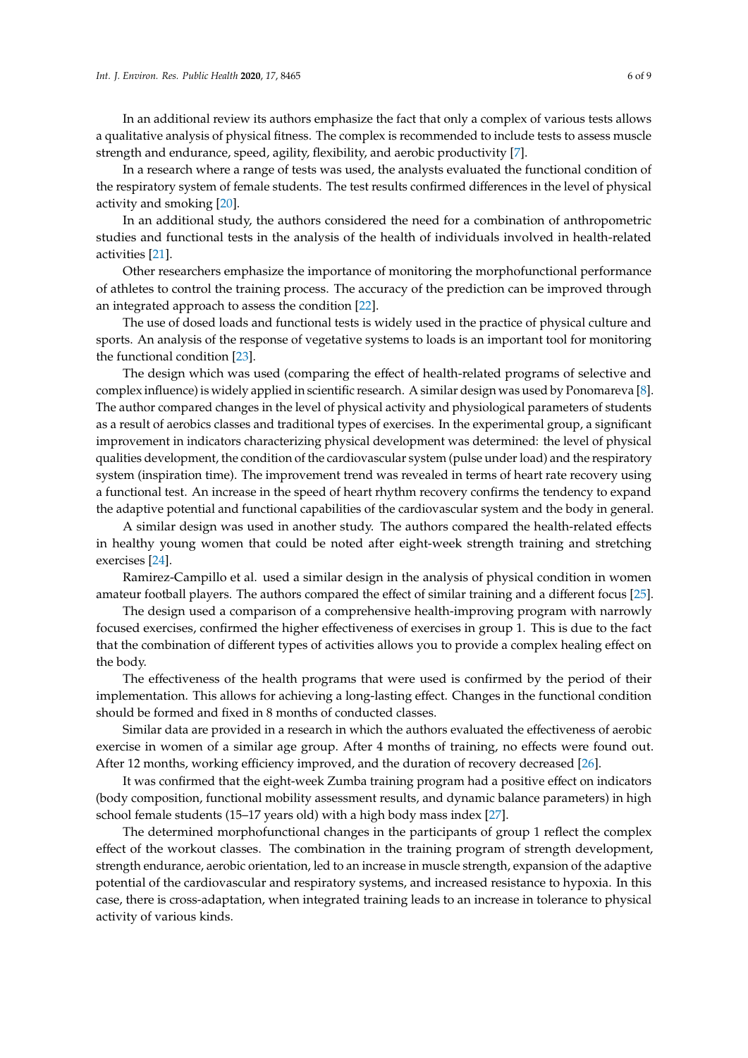In an additional review its authors emphasize the fact that only a complex of various tests allows a qualitative analysis of physical fitness. The complex is recommended to include tests to assess muscle strength and endurance, speed, agility, flexibility, and aerobic productivity [7].

In a research where a range of tests was used, the analysts evaluated the functional condition of the respiratory system of female students. The test results confirmed differences in the level of physical activity and smoking [20].

In an additional study, the authors considered the need for a combination of anthropometric studies and functional tests in the analysis of the health of individuals involved in health-related activities [21].

Other researchers emphasize the importance of monitoring the morphofunctional performance of athletes to control the training process. The accuracy of the prediction can be improved through an integrated approach to assess the condition [22].

The use of dosed loads and functional tests is widely used in the practice of physical culture and sports. An analysis of the response of vegetative systems to loads is an important tool for monitoring the functional condition [23].

The design which was used (comparing the effect of health-related programs of selective and complex influence) is widely applied in scientific research. A similar design was used by Ponomareva [8]. The author compared changes in the level of physical activity and physiological parameters of students as a result of aerobics classes and traditional types of exercises. In the experimental group, a significant improvement in indicators characterizing physical development was determined: the level of physical qualities development, the condition of the cardiovascular system (pulse under load) and the respiratory system (inspiration time). The improvement trend was revealed in terms of heart rate recovery using a functional test. An increase in the speed of heart rhythm recovery confirms the tendency to expand the adaptive potential and functional capabilities of the cardiovascular system and the body in general.

A similar design was used in another study. The authors compared the health-related effects in healthy young women that could be noted after eight-week strength training and stretching exercises [24].

Ramirez-Campillo et al. used a similar design in the analysis of physical condition in women amateur football players. The authors compared the effect of similar training and a different focus [25].

The design used a comparison of a comprehensive health-improving program with narrowly focused exercises, confirmed the higher effectiveness of exercises in group 1. This is due to the fact that the combination of different types of activities allows you to provide a complex healing effect on the body.

The effectiveness of the health programs that were used is confirmed by the period of their implementation. This allows for achieving a long-lasting effect. Changes in the functional condition should be formed and fixed in 8 months of conducted classes.

Similar data are provided in a research in which the authors evaluated the effectiveness of aerobic exercise in women of a similar age group. After 4 months of training, no effects were found out. After 12 months, working efficiency improved, and the duration of recovery decreased [26].

It was confirmed that the eight-week Zumba training program had a positive effect on indicators (body composition, functional mobility assessment results, and dynamic balance parameters) in high school female students (15–17 years old) with a high body mass index [27].

The determined morphofunctional changes in the participants of group 1 reflect the complex effect of the workout classes. The combination in the training program of strength development, strength endurance, aerobic orientation, led to an increase in muscle strength, expansion of the adaptive potential of the cardiovascular and respiratory systems, and increased resistance to hypoxia. In this case, there is cross-adaptation, when integrated training leads to an increase in tolerance to physical activity of various kinds.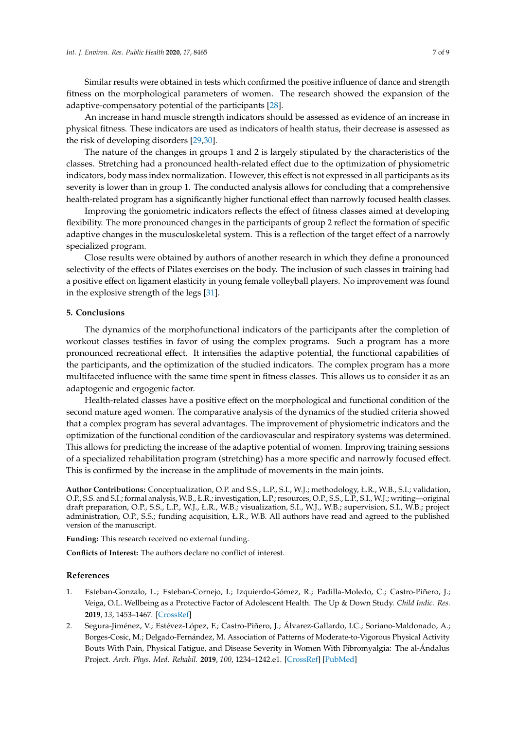Similar results were obtained in tests which confirmed the positive influence of dance and strength fitness on the morphological parameters of women. The research showed the expansion of the adaptive-compensatory potential of the participants [28].

An increase in hand muscle strength indicators should be assessed as evidence of an increase in physical fitness. These indicators are used as indicators of health status, their decrease is assessed as the risk of developing disorders [29,30].

The nature of the changes in groups 1 and 2 is largely stipulated by the characteristics of the classes. Stretching had a pronounced health-related effect due to the optimization of physiometric indicators, body mass index normalization. However, this effect is not expressed in all participants as its severity is lower than in group 1. The conducted analysis allows for concluding that a comprehensive health-related program has a significantly higher functional effect than narrowly focused health classes.

Improving the goniometric indicators reflects the effect of fitness classes aimed at developing flexibility. The more pronounced changes in the participants of group 2 reflect the formation of specific adaptive changes in the musculoskeletal system. This is a reflection of the target effect of a narrowly specialized program.

Close results were obtained by authors of another research in which they define a pronounced selectivity of the effects of Pilates exercises on the body. The inclusion of such classes in training had a positive effect on ligament elasticity in young female volleyball players. No improvement was found in the explosive strength of the legs [31].

## 5. Conclusions

The dynamics of the morphofunctional indicators of the participants after the completion of workout classes testifies in favor of using the complex programs. Such a program has a more pronounced recreational effect. It intensifies the adaptive potential, the functional capabilities of the participants, and the optimization of the studied indicators. The complex program has a more multifaceted influence with the same time spent in fitness classes. This allows us to consider it as an adaptogenic and ergogenic factor.

Health-related classes have a positive effect on the morphological and functional condition of the second mature aged women. The comparative analysis of the dynamics of the studied criteria showed that a complex program has several advantages. The improvement of physiometric indicators and the optimization of the functional condition of the cardiovascular and respiratory systems was determined. This allows for predicting the increase of the adaptive potential of women. Improving training sessions of a specialized rehabilitation program (stretching) has a more specific and narrowly focused effect. This is confirmed by the increase in the amplitude of movements in the main joints.

**Author Contributions:** Conceptualization, O.P. and S.S., L.P., S.I., W.J.; methodology, Ł.R., W.B., S.I.; validation, O.P., S.S. and S.I.; formal analysis, W.B., Ł.R.; investigation, L.P.; resources, O.P., S.S., L.P., S.I., W.J.; writing—original draft preparation, O.P., S.S., L.P., W.J., Ł.R., W.B.; visualization, S.I., W.J., W.B.; supervision, S.I., W.B.; project administration, O.P., S.S.; funding acquisition, Ł.R., W.B. All authors have read and agreed to the published version of the manuscript.

**Funding:** This research received no external funding.

**Conflicts of Interest:** The authors declare no conflict of interest.

## References

1. Esteban-Gonzalo, L.; Esteban-Cornejo, I.; Izquierdo-Gómez, R.; Padilla-Moledo, C.; Castro-Piñero, J.; Veiga, O.L. Wellbeing as a Protective Factor of Adolescent Health. The Up & Down Study. *Child Indic. Res.* **2019**, *13*, 1453–1467. [CrossRef]
2. Segura-Jiménez, V.; Estévez-López, F.; Castro-Piñero, J.; Álvarez-Gallardo, I.C.; Soriano-Maldonado, A.; Borges-Cosic, M.; Delgado-Fernández, M. Association of Patterns of Moderate-to-Vigorous Physical Activity Bouts With Pain, Physical Fatigue, and Disease Severity in Women With Fibromyalgia: The al-Ándalus Project. *Arch. Phys. Med. Rehabil.* **2019**, *100*, 1234–1242.e1. [CrossRef] [PubMed]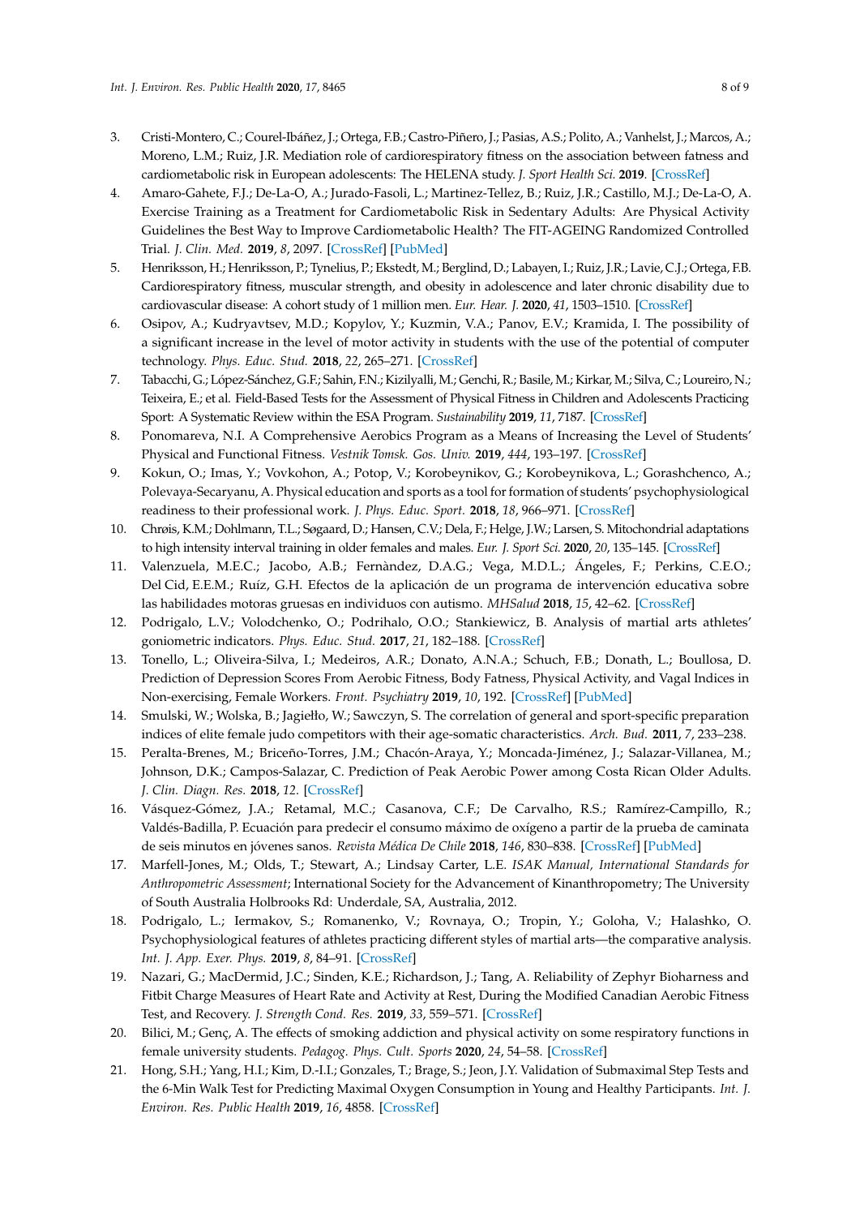3. Cristi-Montero, C.; Courel-Ibáñez, J.; Ortega, F.B.; Castro-Piñero, J.; Pasias, A.S.; Polito, A.; Vanhelst, J.; Marcos, A.; Moreno, L.M.; Ruiz, J.R. Mediation role of cardiorespiratory fitness on the association between fatness and cardiometabolic risk in European adolescents: The HELENA study. *J. Sport Health Sci.* **2019**. [CrossRef]
4. Amaro-Gahete, F.J.; De-La-O, A.; Jurado-Fasoli, L.; Martinez-Tellez, B.; Ruiz, J.R.; Castillo, M.J.; De-La-O, A. Exercise Training as a Treatment for Cardiometabolic Risk in Sedentary Adults: Are Physical Activity Guidelines the Best Way to Improve Cardiometabolic Health? The FIT-AGEING Randomized Controlled Trial. *J. Clin. Med.* **2019**, *8*, 2097. [CrossRef] [PubMed]
5. Henriksson, H.; Henriksson, P.; Tynelius, P.; Ekstedt, M.; Berglind, D.; Labayen, I.; Ruiz, J.R.; Lavie, C.J.; Ortega, F.B. Cardiorespiratory fitness, muscular strength, and obesity in adolescence and later chronic disability due to cardiovascular disease: A cohort study of 1 million men. *Eur. Hear. J.* **2020**, *41*, 1503–1510. [CrossRef]
6. Osipov, A.; Kudryavtsev, M.D.; Kopylov, Y.; Kuzmin, V.A.; Panov, E.V.; Kramida, I. The possibility of a significant increase in the level of motor activity in students with the use of the potential of computer technology. *Phys. Educ. Stud.* **2018**, *22*, 265–271. [CrossRef]
7. Tabacchi, G.; López-Sánchez, G.F.; Sahin, F.N.; Kizilyalli, M.; Genchi, R.; Basile, M.; Kirkar, M.; Silva, C.; Loureiro, N.; Teixeira, E.; et al. Field-Based Tests for the Assessment of Physical Fitness in Children and Adolescents Practicing Sport: A Systematic Review within the ESA Program. *Sustainability* **2019**, *11*, 7187. [CrossRef]
8. Ponomareva, N.I. A Comprehensive Aerobics Program as a Means of Increasing the Level of Students' Physical and Functional Fitness. *Vestnik Tomsk. Gos. Univ.* **2019**, *444*, 193–197. [CrossRef]
9. Kokun, O.; Imas, Y.; Vovkohon, A.; Potop, V.; Korobeynikov, G.; Korobeynikova, L.; Gorashchenco, A.; Polevaya-Secaryanu, A. Physical education and sports as a tool for formation of students' psychophysiological readiness to their professional work. *J. Phys. Educ. Sport.* **2018**, *18*, 966–971. [CrossRef]
10. Chrøis, K.M.; Dohlmann, T.L.; Søgaard, D.; Hansen, C.V.; Dela, F.; Helge, J.W.; Larsen, S. Mitochondrial adaptations to high intensity interval training in older females and males. *Eur. J. Sport Sci.* **2020**, *20*, 135–145. [CrossRef]
11. Valenzuela, M.E.C.; Jacobo, A.B.; Fernàndez, D.A.G.; Vega, M.D.L.; Ángeles, F.; Perkins, C.E.O.; Del Cid, E.E.M.; Ruíz, G.H. Efectos de la aplicación de un programa de intervención educativa sobre las habilidades motoras gruesas en individuos con autismo. *MHSalud* **2018**, *15*, 42–62. [CrossRef]
12. Podrigalo, L.V.; Volodchenko, O.; Podrihalo, O.O.; Stankiewicz, B. Analysis of martial arts athletes' goniometric indicators. *Phys. Educ. Stud.* **2017**, *21*, 182–188. [CrossRef]
13. Tonello, L.; Oliveira-Silva, I.; Medeiros, A.R.; Donato, A.N.A.; Schuch, F.B.; Donath, L.; Boullosa, D. Prediction of Depression Scores From Aerobic Fitness, Body Fatness, Physical Activity, and Vagal Indices in Non-exercising, Female Workers. *Front. Psychiatry* **2019**, *10*, 192. [CrossRef] [PubMed]
14. Smulski, W.; Wolska, B.; Jagiełło, W.; Sawczyn, S. The correlation of general and sport-specific preparation indices of elite female judo competitors with their age-somatic characteristics. *Arch. Bud.* **2011**, *7*, 233–238.
15. Peralta-Brenes, M.; Briceño-Torres, J.M.; Chacón-Araya, Y.; Moncada-Jiménez, J.; Salazar-Villanea, M.; Johnson, D.K.; Campos-Salazar, C. Prediction of Peak Aerobic Power among Costa Rican Older Adults. *J. Clin. Diagn. Res.* **2018**, *12*. [CrossRef]
16. Vásquez-Gómez, J.A.; Retamal, M.C.; Casanova, C.F.; De Carvalho, R.S.; Ramírez-Campillo, R.; Valdés-Badilla, P. Ecuación para predecir el consumo máximo de oxígeno a partir de la prueba de caminata de seis minutos en jóvenes sanos. *Revista Médica De Chile* **2018**, *146*, 830–838. [CrossRef] [PubMed]
17. Marfell-Jones, M.; Olds, T.; Stewart, A.; Lindsay Carter, L.E. *ISAK Manual, International Standards for Anthropometric Assessment*; International Society for the Advancement of Kinanthropometry; The University of South Australia Holbrooks Rd: Underdale, SA, Australia, 2012.
18. Podrigalo, L.; Iermakov, S.; Romanenko, V.; Rovnaya, O.; Tropin, Y.; Goloha, V.; Halashko, O. Psychophysiological features of athletes practicing different styles of martial arts—the comparative analysis. *Int. J. App. Exer. Phys.* **2019**, *8*, 84–91. [CrossRef]
19. Nazari, G.; MacDermid, J.C.; Sinden, K.E.; Richardson, J.; Tang, A. Reliability of Zephyr Bioharness and Fitbit Charge Measures of Heart Rate and Activity at Rest, During the Modified Canadian Aerobic Fitness Test, and Recovery. *J. Strength Cond. Res.* **2019**, *33*, 559–571. [CrossRef]
20. Bilici, M.; Genç, A. The effects of smoking addiction and physical activity on some respiratory functions in female university students. *Pedagog. Phys. Cult. Sports* **2020**, *24*, 54–58. [CrossRef]
21. Hong, S.H.; Yang, H.I.; Kim, D.-I.I.; Gonzales, T.; Brage, S.; Jeon, J.Y. Validation of Submaximal Step Tests and the 6-Min Walk Test for Predicting Maximal Oxygen Consumption in Young and Healthy Participants. *Int. J. Environ. Res. Public Health* **2019**, *16*, 4858. [CrossRef]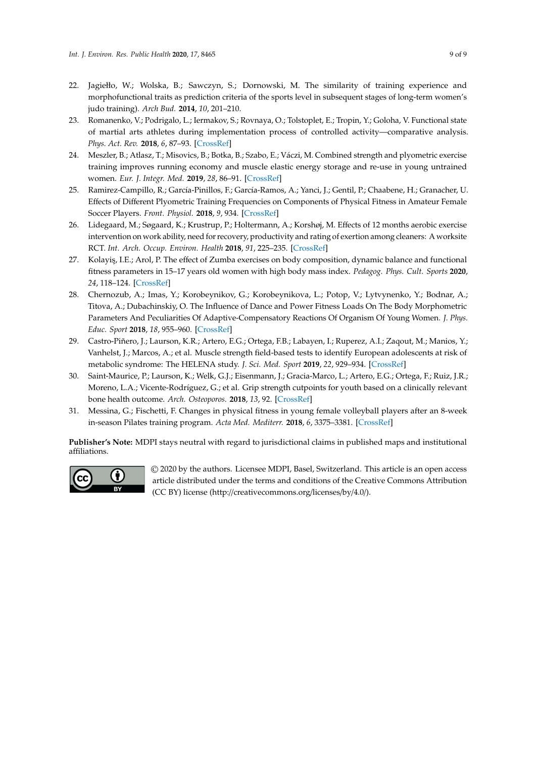22. Jagiełło, W.; Wolska, B.; Sawczyn, S.; Dornowski, M. The similarity of training experience and morphofunctional traits as prediction criteria of the sports level in subsequent stages of long-term women's judo training). *Arch Bud.* **2014**, *10*, 201–210.
23. Romanenko, V.; Podrigalo, L.; Iermakov, S.; Rovnaya, O.; Tolstoplet, E.; Tropin, Y.; Goloha, V. Functional state of martial arts athletes during implementation process of controlled activity—comparative analysis. *Phys. Act. Rev.* **2018**, *6*, 87–93. [CrossRef]
24. Meszler, B.; Atlasz, T.; Misovics, B.; Botka, B.; Szabo, E.; Váczi, M. Combined strength and plyometric exercise training improves running economy and muscle elastic energy storage and re-use in young untrained women. *Eur. J. Integr. Med.* **2019**, *28*, 86–91. [CrossRef]
25. Ramirez-Campillo, R.; García-Pinillos, F.; García-Ramos, A.; Yanci, J.; Gentil, P.; Chaabene, H.; Granacher, U. Effects of Different Plyometric Training Frequencies on Components of Physical Fitness in Amateur Female Soccer Players. *Front. Physiol.* **2018**, *9*, 934. [CrossRef]
26. Lidegaard, M.; Søgaard, K.; Krustrup, P.; Holtermann, A.; Korshøj, M. Effects of 12 months aerobic exercise intervention on work ability, need for recovery, productivity and rating of exertion among cleaners: A worksite RCT. *Int. Arch. Occup. Environ. Health* **2018**, *91*, 225–235. [CrossRef]
27. Kolayiş, I.E.; Arol, P. The effect of Zumba exercises on body composition, dynamic balance and functional fitness parameters in 15–17 years old women with high body mass index. *Pedagog. Phys. Cult. Sports* **2020**, *24*, 118–124. [CrossRef]
28. Chernozub, A.; Imas, Y.; Korobeynikov, G.; Korobeynikova, L.; Potop, V.; Lytvynenko, Y.; Bodnar, A.; Titova, A.; Dubachinskiy, O. The Influence of Dance and Power Fitness Loads On The Body Morphometric Parameters And Peculiarities Of Adaptive-Compensatory Reactions Of Organism Of Young Women. *J. Phys. Educ. Sport* **2018**, *18*, 955–960. [CrossRef]
29. Castro-Piñero, J.; Laurson, K.R.; Artero, E.G.; Ortega, F.B.; Labayen, I.; Ruperez, A.I.; Zaqout, M.; Manios, Y.; Vanhelst, J.; Marcos, A.; et al. Muscle strength field-based tests to identify European adolescents at risk of metabolic syndrome: The HELENA study. *J. Sci. Med. Sport* **2019**, *22*, 929–934. [CrossRef]
30. Saint-Maurice, P.; Laurson, K.; Welk, G.J.; Eisenmann, J.; Gracia-Marco, L.; Artero, E.G.; Ortega, F.; Ruiz, J.R.; Moreno, L.A.; Vicente-Rodríguez, G.; et al. Grip strength cutpoints for youth based on a clinically relevant bone health outcome. *Arch. Osteoporos.* **2018**, *13*, 92. [CrossRef]
31. Messina, G.; Fischetti, F. Changes in physical fitness in young female volleyball players after an 8-week in-season Pilates training program. *Acta Med. Mediterr.* **2018**, *6*, 3375–3381. [CrossRef]

**Publisher's Note:** MDPI stays neutral with regard to jurisdictional claims in published maps and institutional affiliations.

© 2020 by the authors. Licensee MDPI, Basel, Switzerland. This article is an open access article distributed under the terms and conditions of the Creative Commons Attribution (CC BY) license (http://creativecommons.org/licenses/by/4.0/).